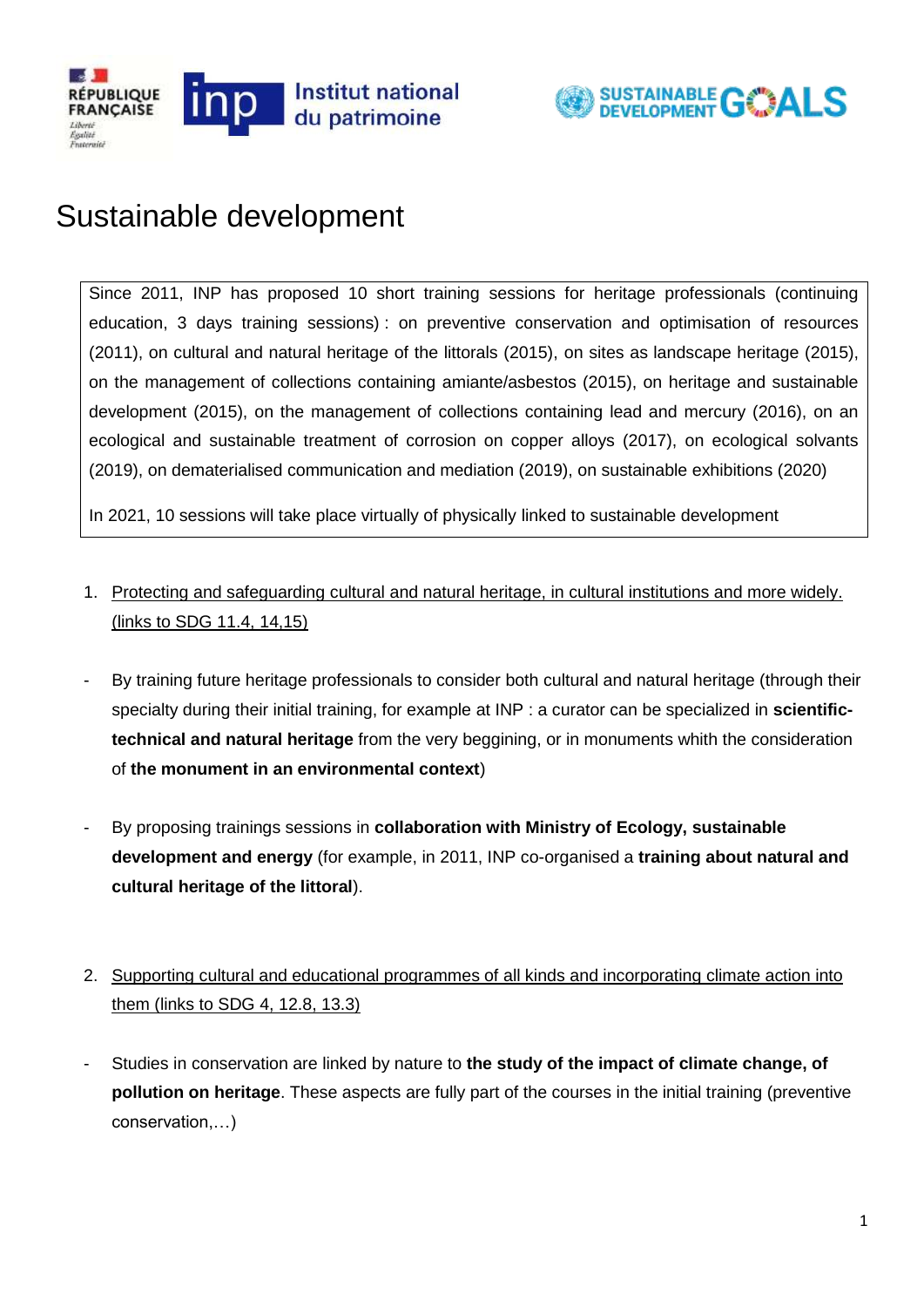# Sustainable development

Since 2011, INP has proposed 10 short training sessions for heritage professionals (continuing education, 3 days training sessions) : on preventive conservation and optimisation of resources (2011), on cultural and natural heritage of the littorals (2015), on sites as landscape heritage (2015), on the management of collections containing amiante/asbestos (2015), on heritage and sustainable development (2015), on the management of collections containing lead and mercury (2016), on an ecological and sustainable treatment of corrosion on copper alloys (2017), on ecological solvants (2019), on dematerialised communication and mediation (2019), on sustainable exhibitions (2020)

In 2021, 10 sessions will take place virtually of physically linked to sustainable development

1. Protecting and safeguarding cultural and natural heritage, in cultural institutions and more widely. (links to SDG 11.4, 14,15)

- By training future heritage professionals to consider both cultural and natural heritage (through their specialty during their initial training, for example at INP : a curator can be specialized in **scientific-technical and natural heritage** from the very beggining, or in monuments whith the consideration of **the monument in an environmental context**)

- By proposing trainings sessions in **collaboration with Ministry of Ecology, sustainable development and energy** (for example, in 2011, INP co-organised a **training about natural and cultural heritage of the littoral**).

2. Supporting cultural and educational programmes of all kinds and incorporating climate action into them (links to SDG 4, 12.8, 13.3)

- Studies in conservation are linked by nature to **the study of the impact of climate change, of pollution on heritage**. These aspects are fully part of the courses in the initial training (preventive conservation,…)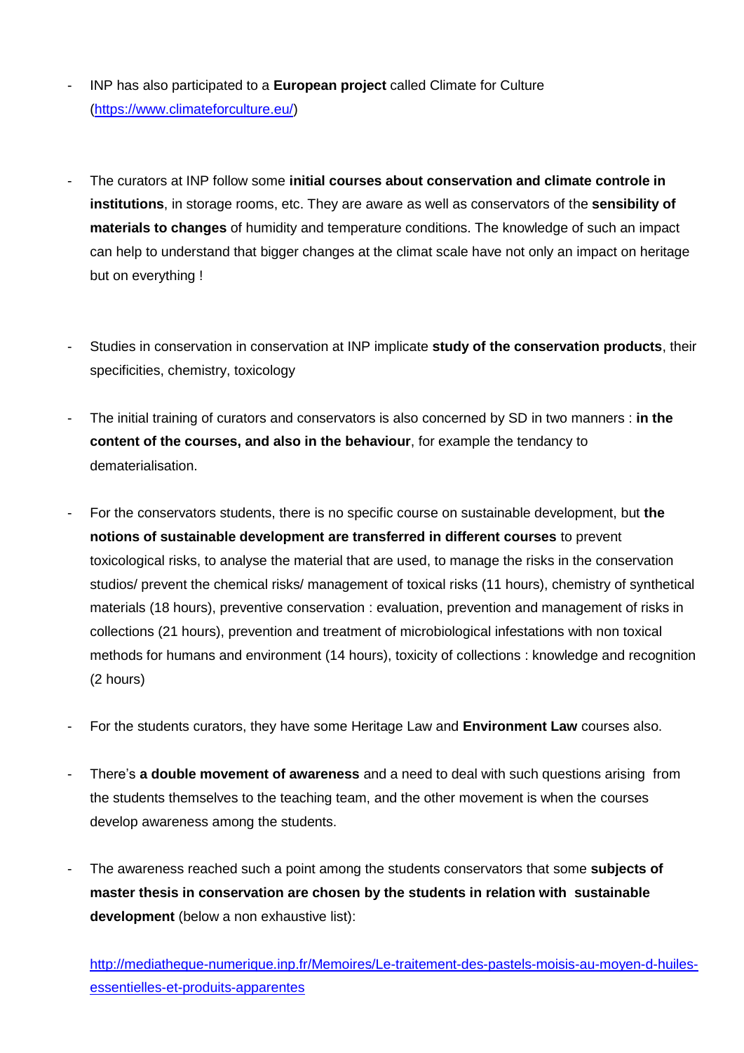- INP has also participated to a **European project** called Climate for Culture (https://www.climateforculture.eu/)

- The curators at INP follow some **initial courses about conservation and climate controle in institutions**, in storage rooms, etc. They are aware as well as conservators of the **sensibility of materials to changes** of humidity and temperature conditions. The knowledge of such an impact can help to understand that bigger changes at the climat scale have not only an impact on heritage but on everything !

- Studies in conservation in conservation at INP implicate **study of the conservation products**, their specificities, chemistry, toxicology

- The initial training of curators and conservators is also concerned by SD in two manners : **in the content of the courses, and also in the behaviour**, for example the tendancy to dematerialisation.

- For the conservators students, there is no specific course on sustainable development, but **the notions of sustainable development are transferred in different courses** to prevent toxicological risks, to analyse the material that are used, to manage the risks in the conservation studios/ prevent the chemical risks/ management of toxical risks (11 hours), chemistry of synthetical materials (18 hours), preventive conservation : evaluation, prevention and management of risks in collections (21 hours), prevention and treatment of microbiological infestations with non toxical methods for humans and environment (14 hours), toxicity of collections : knowledge and recognition (2 hours)

- For the students curators, they have some Heritage Law and **Environment Law** courses also.

- There's **a double movement of awareness** and a need to deal with such questions arising from the students themselves to the teaching team, and the other movement is when the courses develop awareness among the students.

- The awareness reached such a point among the students conservators that some **subjects of master thesis in conservation are chosen by the students in relation with sustainable development** (below a non exhaustive list):

  http://mediatheque-numerique.inp.fr/Memoires/Le-traitement-des-pastels-moisis-au-moyen-d-huiles-essentielles-et-produits-apparentes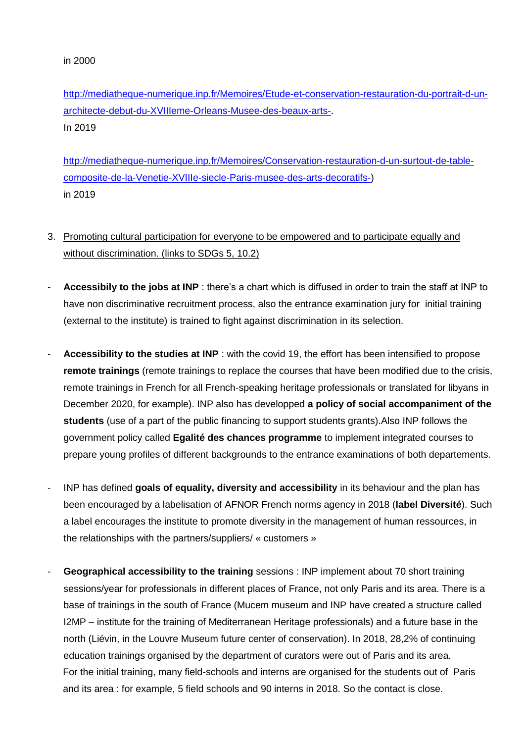in 2000

http://mediatheque-numerique.inp.fr/Memoires/Etude-et-conservation-restauration-du-portrait-d-un-architecte-debut-du-XVIIIeme-Orleans-Musee-des-beaux-arts-.
In 2019

http://mediatheque-numerique.inp.fr/Memoires/Conservation-restauration-d-un-surtout-de-table-composite-de-la-Venetie-XVIIIe-siecle-Paris-musee-des-arts-decoratifs-)
in 2019

3. Promoting cultural participation for everyone to be empowered and to participate equally and without discrimination. (links to SDGs 5, 10.2)

- **Accessibily to the jobs at INP** : there's a chart which is diffused in order to train the staff at INP to have non discriminative recruitment process, also the entrance examination jury for initial training (external to the institute) is trained to fight against discrimination in its selection.

- **Accessibility to the studies at INP** : with the covid 19, the effort has been intensified to propose **remote trainings** (remote trainings to replace the courses that have been modified due to the crisis, remote trainings in French for all French-speaking heritage professionals or translated for libyans in December 2020, for example). INP also has developped **a policy of social accompaniment of the students** (use of a part of the public financing to support students grants).Also INP follows the government policy called **Egalité des chances programme** to implement integrated courses to prepare young profiles of different backgrounds to the entrance examinations of both departements.

- INP has defined **goals of equality, diversity and accessibility** in its behaviour and the plan has been encouraged by a labelisation of AFNOR French norms agency in 2018 (**label Diversité**). Such a label encourages the institute to promote diversity in the management of human ressources, in the relationships with the partners/suppliers/ « customers »

- **Geographical accessibility to the training** sessions : INP implement about 70 short training sessions/year for professionals in different places of France, not only Paris and its area. There is a base of trainings in the south of France (Mucem museum and INP have created a structure called I2MP – institute for the training of Mediterranean Heritage professionals) and a future base in the north (Liévin, in the Louvre Museum future center of conservation). In 2018, 28,2% of continuing education trainings organised by the department of curators were out of Paris and its area.
  For the initial training, many field-schools and interns are organised for the students out of Paris and its area : for example, 5 field schools and 90 interns in 2018. So the contact is close.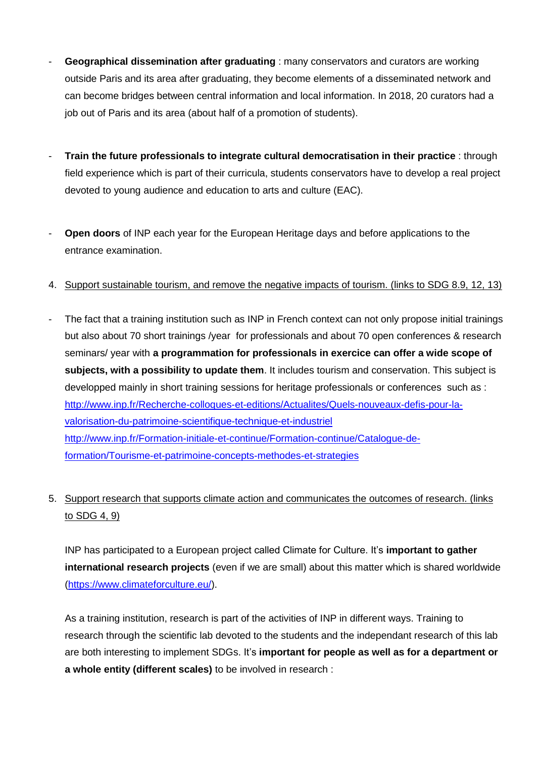- **Geographical dissemination after graduating** : many conservators and curators are working outside Paris and its area after graduating, they become elements of a disseminated network and can become bridges between central information and local information. In 2018, 20 curators had a job out of Paris and its area (about half of a promotion of students).

- **Train the future professionals to integrate cultural democratisation in their practice** : through field experience which is part of their curricula, students conservators have to develop a real project devoted to young audience and education to arts and culture (EAC).

- **Open doors** of INP each year for the European Heritage days and before applications to the entrance examination.

4. Support sustainable tourism, and remove the negative impacts of tourism. (links to SDG 8.9, 12, 13)

- The fact that a training institution such as INP in French context can not only propose initial trainings but also about 70 short trainings /year for professionals and about 70 open conferences & research seminars/ year with **a programmation for professionals in exercice can offer a wide scope of subjects, with a possibility to update them**. It includes tourism and conservation. This subject is developped mainly in short training sessions for heritage professionals or conferences such as :
  http://www.inp.fr/Recherche-colloques-et-editions/Actualites/Quels-nouveaux-defis-pour-la-valorisation-du-patrimoine-scientifique-technique-et-industriel
  http://www.inp.fr/Formation-initiale-et-continue/Formation-continue/Catalogue-de-formation/Tourisme-et-patrimoine-concepts-methodes-et-strategies

5. Support research that supports climate action and communicates the outcomes of research. (links to SDG 4, 9)

   INP has participated to a European project called Climate for Culture. It's **important to gather international research projects** (even if we are small) about this matter which is shared worldwide (https://www.climateforculture.eu/).

   As a training institution, research is part of the activities of INP in different ways. Training to research through the scientific lab devoted to the students and the independant research of this lab are both interesting to implement SDGs. It's **important for people as well as for a department or a whole entity (different scales)** to be involved in research :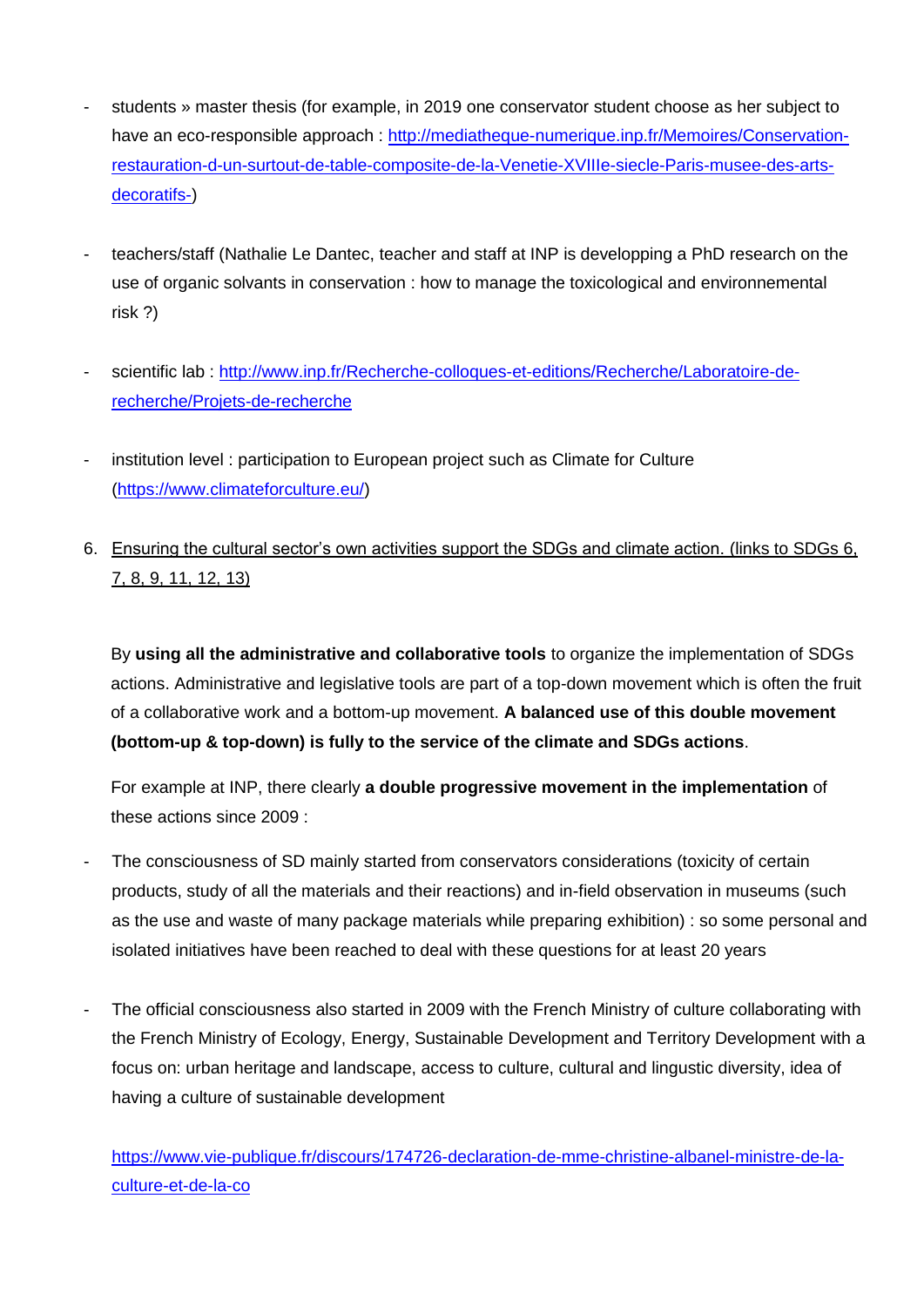- students » master thesis (for example, in 2019 one conservator student choose as her subject to have an eco-responsible approach : [http://mediatheque-numerique.inp.fr/Memoires/Conservation-restauration-d-un-surtout-de-table-composite-de-la-Venetie-XVIIIe-siecle-Paris-musee-des-arts-decoratifs-](http://mediatheque-numerique.inp.fr/Memoires/Conservation-restauration-d-un-surtout-de-table-composite-de-la-Venetie-XVIIIe-siecle-Paris-musee-des-arts-decoratifs-))

- teachers/staff (Nathalie Le Dantec, teacher and staff at INP is developping a PhD research on the use of organic solvants in conservation : how to manage the toxicological and environnemental risk ?)

- scientific lab : [http://www.inp.fr/Recherche-colloques-et-editions/Recherche/Laboratoire-de-recherche/Projets-de-recherche](http://www.inp.fr/Recherche-colloques-et-editions/Recherche/Laboratoire-de-recherche/Projets-de-recherche)

- institution level : participation to European project such as Climate for Culture ([https://www.climateforculture.eu/](https://www.climateforculture.eu/))

6. <u>Ensuring the cultural sector's own activities support the SDGs and climate action. (links to SDGs 6, 7, 8, 9, 11, 12, 13)</u>

   By **using all the administrative and collaborative tools** to organize the implementation of SDGs actions. Administrative and legislative tools are part of a top-down movement which is often the fruit of a collaborative work and a bottom-up movement. **A balanced use of this double movement (bottom-up & top-down) is fully to the service of the climate and SDGs actions**.

   For example at INP, there clearly **a double progressive movement in the implementation** of these actions since 2009 :

- The consciousness of SD mainly started from conservators considerations (toxicity of certain products, study of all the materials and their reactions) and in-field observation in museums (such as the use and waste of many package materials while preparing exhibition) : so some personal and isolated initiatives have been reached to deal with these questions for at least 20 years

- The official consciousness also started in 2009 with the French Ministry of culture collaborating with the French Ministry of Ecology, Energy, Sustainable Development and Territory Development with a focus on: urban heritage and landscape, access to culture, cultural and lingustic diversity, idea of having a culture of sustainable development

  [https://www.vie-publique.fr/discours/174726-declaration-de-mme-christine-albanel-ministre-de-la-culture-et-de-la-co](https://www.vie-publique.fr/discours/174726-declaration-de-mme-christine-albanel-ministre-de-la-culture-et-de-la-co)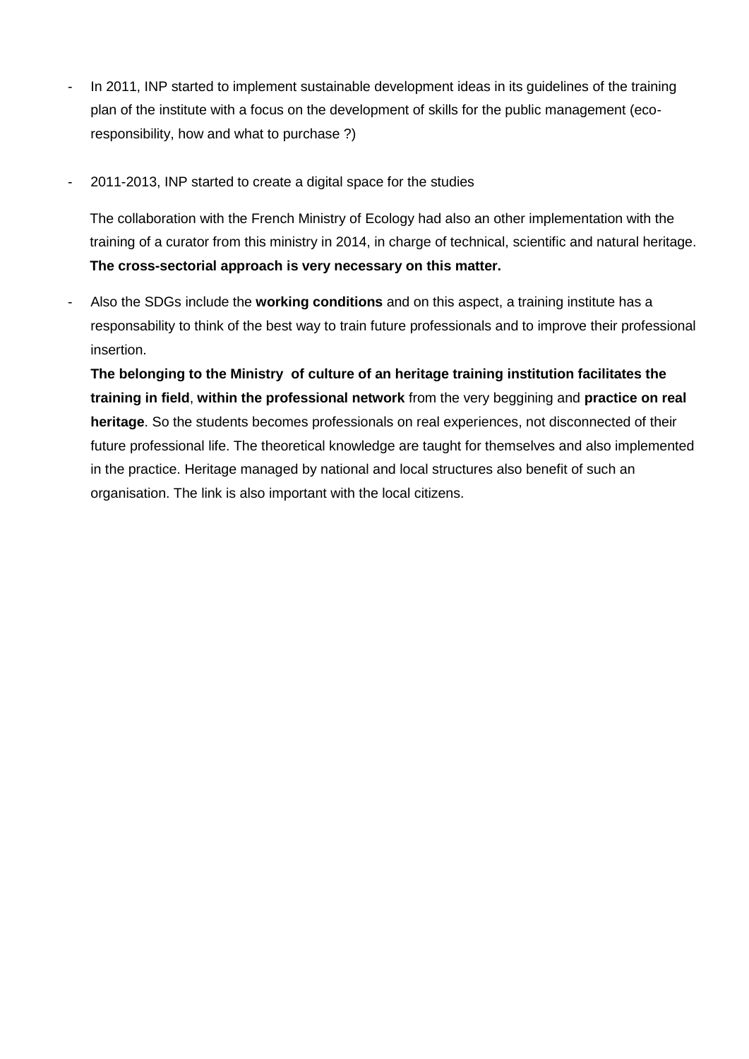- In 2011, INP started to implement sustainable development ideas in its guidelines of the training plan of the institute with a focus on the development of skills for the public management (eco-responsibility, how and what to purchase ?)

- 2011-2013, INP started to create a digital space for the studies

  The collaboration with the French Ministry of Ecology had also an other implementation with the training of a curator from this ministry in 2014, in charge of technical, scientific and natural heritage. **The cross-sectorial approach is very necessary on this matter.**

- Also the SDGs include the **working conditions** and on this aspect, a training institute has a responsability to think of the best way to train future professionals and to improve their professional insertion.

  **The belonging to the Ministry of culture of an heritage training institution facilitates the training in field**, **within the professional network** from the very beggining and **practice on real heritage**. So the students becomes professionals on real experiences, not disconnected of their future professional life. The theoretical knowledge are taught for themselves and also implemented in the practice. Heritage managed by national and local structures also benefit of such an organisation. The link is also important with the local citizens.